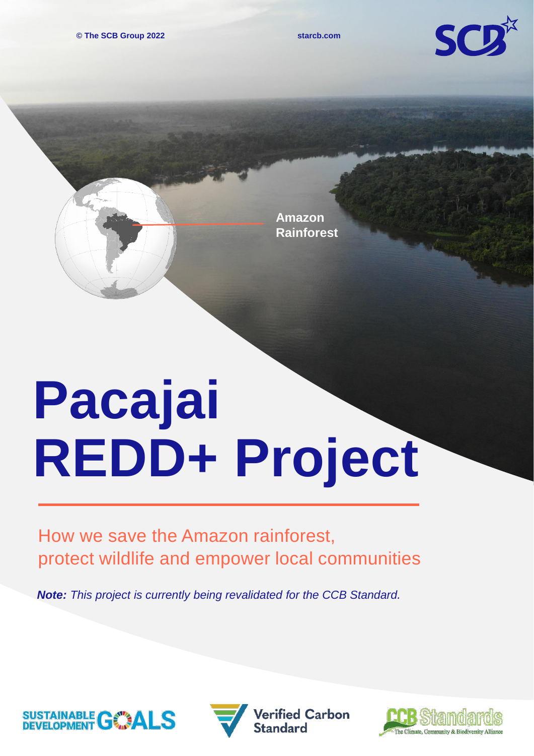© The SCB Group 2022

starcb.com

Amazon Rainforest

# Pacajai REDD+ Project

How we save the Amazon rainforest, protect wildlife and empower local communities

***Note:*** *This project is currently being revalidated for the CCB Standard.*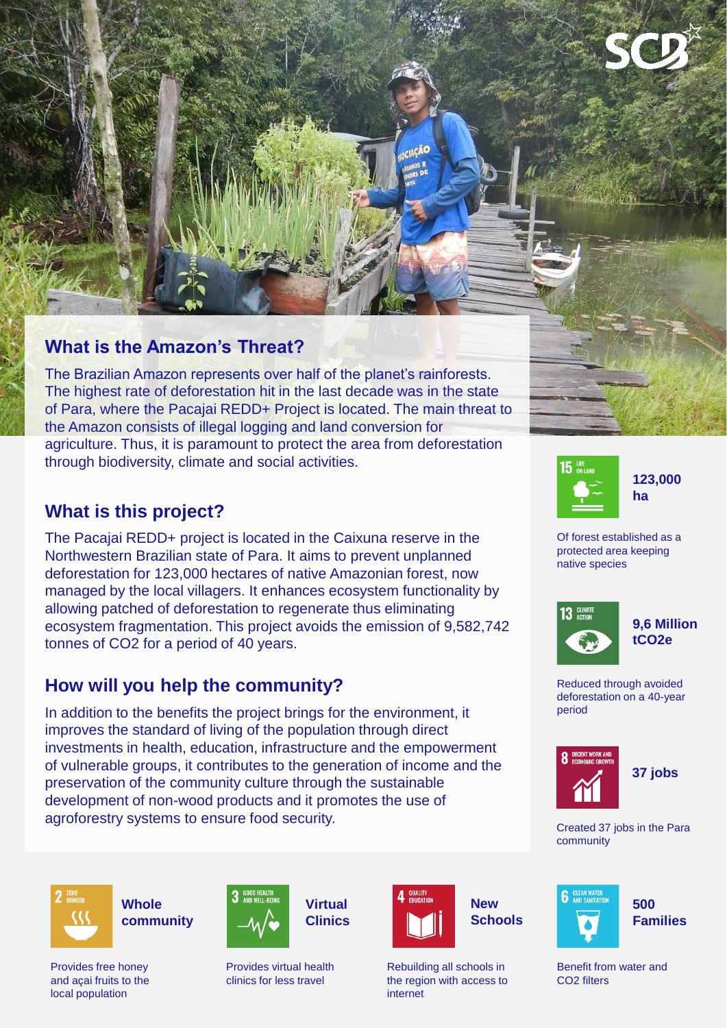## What is the Amazon's Threat?

The Brazilian Amazon represents over half of the planet's rainforests. The highest rate of deforestation hit in the last decade was in the state of Para, where the Pacajai REDD+ Project is located. The main threat to the Amazon consists of illegal logging and land conversion for agriculture. Thus, it is paramount to protect the area from deforestation through biodiversity, climate and social activities.

## What is this project?

The Pacajai REDD+ project is located in the Caixuna reserve in the Northwestern Brazilian state of Para. It aims to prevent unplanned deforestation for 123,000 hectares of native Amazonian forest, now managed by the local villagers. It enhances ecosystem functionality by allowing patched of deforestation to regenerate thus eliminating ecosystem fragmentation. This project avoids the emission of 9,582,742 tonnes of $CO_2$ for a period of 40 years.

## How will you help the community?

In addition to the benefits the project brings for the environment, it improves the standard of living of the population through direct investments in health, education, infrastructure and the empowerment of vulnerable groups, it contributes to the generation of income and the preservation of the community culture through the sustainable development of non-wood products and it promotes the use of agroforestry systems to ensure food security.

15 LIFE ON LAND

**123,000 ha**

Of forest established as a protected area keeping native species

13 CLIMATE ACTION

**9,6 Million tCO2e**

Reduced through avoided deforestation on a 40-year period

8 DECENT WORK AND ECONOMIC GROWTH

**37 jobs**

Created 37 jobs in the Para community

2 ZERO HUNGER

**Whole community**

Provides free honey and açai fruits to the local population

3 GOOD HEALTH AND WELL-BEING

**Virtual Clinics**

Provides virtual health clinics for less travel

4 QUALITY EDUCATION

**New Schools**

Rebuilding all schools in the region with access to internet

6 CLEAN WATER AND SANITATION

**500 Families**

Benefit from water and $CO_2$ filters